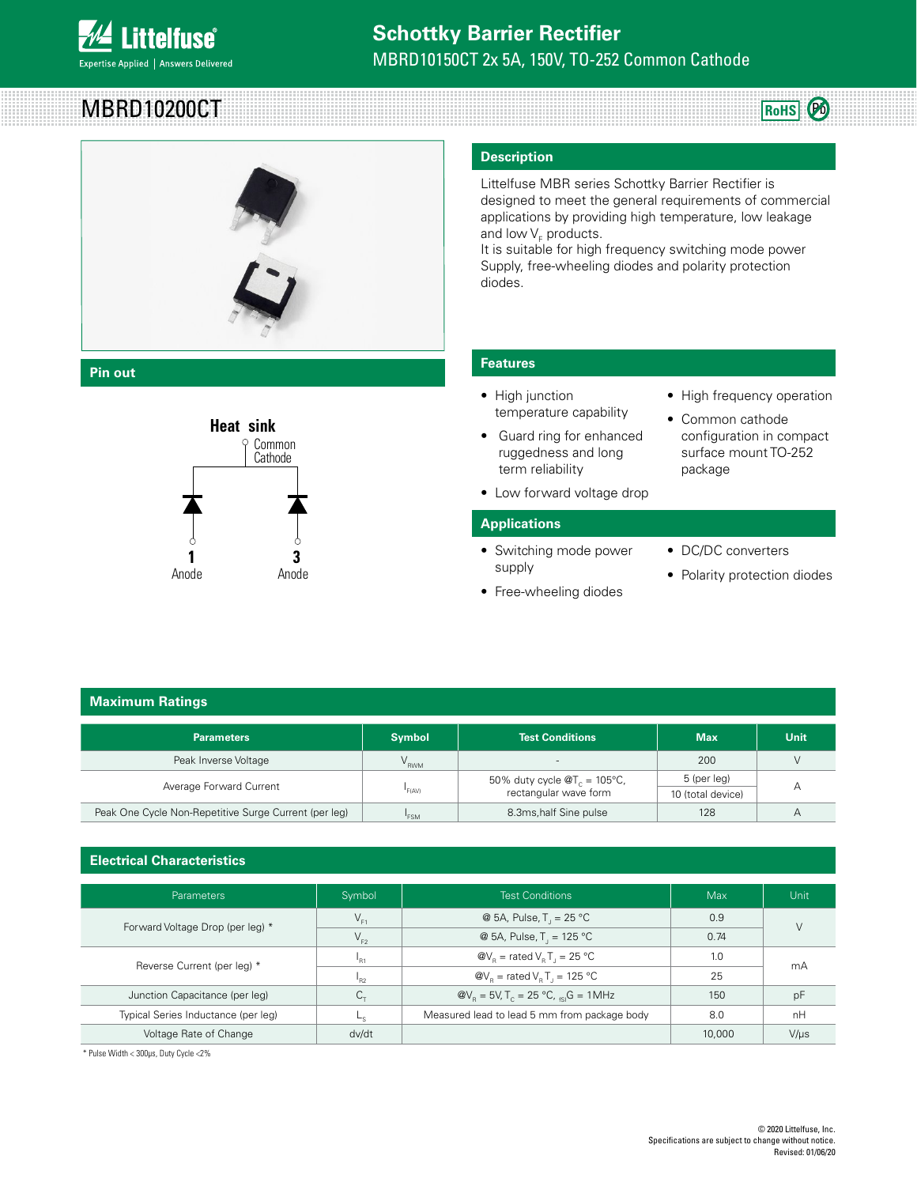# Schottky Barrier Rectifier

MBRD10150CT 2x 5A, 150V, TO-252 Common Cathode

## MBRD10200CT

RoHS Pb

## Pin out

Heat sink
Common Cathode

1 Anode    3 Anode

## Description

Littelfuse MBR series Schottky Barrier Rectifier is designed to meet the general requirements of commercial applications by providing high temperature, low leakage and low $V_F$ products.
It is suitable for high frequency switching mode power Supply, free-wheeling diodes and polarity protection diodes.

## Features

- High junction temperature capability
- Guard ring for enhanced ruggedness and long term reliability
- Low forward voltage drop
- High frequency operation
- Common cathode configuration in compact surface mount TO-252 package

## Applications

- Switching mode power supply
- Free-wheeling diodes
- DC/DC converters
- Polarity protection diodes

## Maximum Ratings

| Parameters | Symbol | Test Conditions | Max | Unit |
|---|---|---|---|---|
| Peak Inverse Voltage | $V_{RWM}$ | - | 200 | V |
| Average Forward Current | $I_{F(AV)}$ | 50% duty cycle @$T_C$ = 105°C, rectangular wave form | 5 (per leg) | A |
| | | | 10 (total device) | |
| Peak One Cycle Non-Repetitive Surge Current (per leg) | $I_{FSM}$ | 8.3ms,half Sine pulse | 128 | A |

## Electrical Characteristics

| Parameters | Symbol | Test Conditions | Max | Unit |
|---|---|---|---|---|
| Forward Voltage Drop (per leg) * | $V_{F1}$ | @ 5A, Pulse, $T_J$ = 25 °C | 0.9 | V |
| | $V_{F2}$ | @ 5A, Pulse, $T_J$ = 125 °C | 0.74 | |
| Reverse Current (per leg) * | $I_{R1}$ | @$V_R$ = rated $V_R$ $T_J$ = 25 °C | 1.0 | mA |
| | $I_{R2}$ | @$V_R$ = rated $V_R$ $T_J$ = 125 °C | 25 | |
| Junction Capacitance (per leg) | $C_T$ | @$V_R$ = 5V, $T_C$ = 25 °C, $_{fSI}$G = 1MHz | 150 | pF |
| Typical Series Inductance (per leg) | $L_S$ | Measured lead to lead 5 mm from package body | 8.0 | nH |
| Voltage Rate of Change | dv/dt | | 10,000 | V/μs |

* Pulse Width < 300μs, Duty Cycle <2%

© 2020 Littelfuse, Inc.
Specifications are subject to change without notice.
Revised: 01/06/20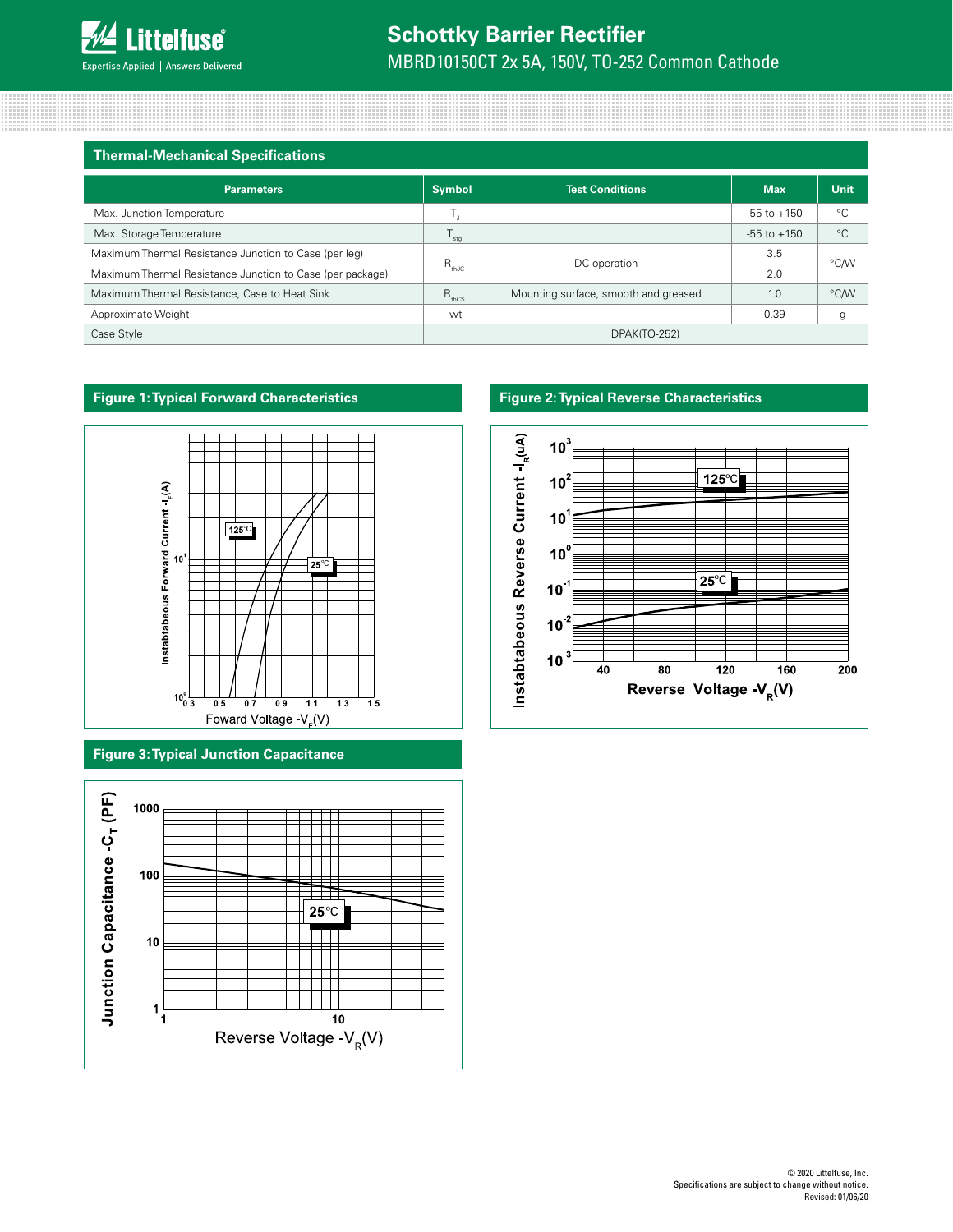## Thermal-Mechanical Specifications

| Parameters | Symbol | Test Conditions | Max | Unit |
|---|---|---|---|---|
| Max. Junction Temperature | $T_J$ | | -55 to +150 | °C |
| Max. Storage Temperature | $T_{stg}$ | | -55 to +150 | °C |
| Maximum Thermal Resistance Junction to Case (per leg) | $R_{thJC}$ | DC operation | 3.5 | °C/W |
| Maximum Thermal Resistance Junction to Case (per package) | | | 2.0 | |
| Maximum Thermal Resistance, Case to Heat Sink | $R_{thCS}$ | Mounting surface, smooth and greased | 1.0 | °C/W |
| Approximate Weight | wt | | 0.39 | g |
| Case Style | DPAK(TO-252) | | | |

## Figure 1: Typical Forward Characteristics

## Figure 2: Typical Reverse Characteristics

## Figure 3: Typical Junction Capacitance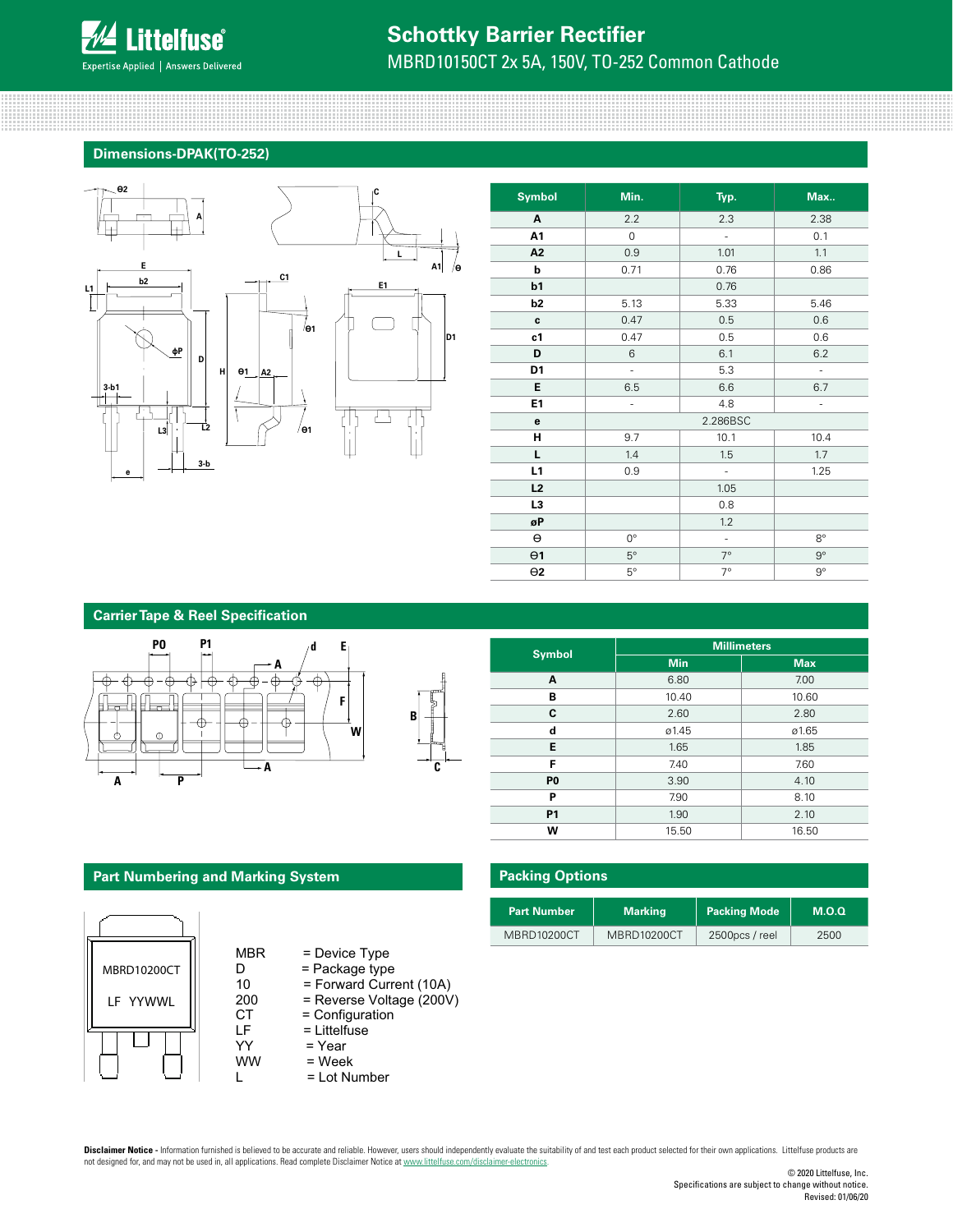# Schottky Barrier Rectifier

MBRD10150CT 2x 5A, 150V, TO-252 Common Cathode

## Dimensions-DPAK(TO-252)

| Symbol | Min. | Typ. | Max.. |
|---|---|---|---|
| A | 2.2 | 2.3 | 2.38 |
| A1 | 0 | - | 0.1 |
| A2 | 0.9 | 1.01 | 1.1 |
| b | 0.71 | 0.76 | 0.86 |
| b1 | | 0.76 | |
| b2 | 5.13 | 5.33 | 5.46 |
| c | 0.47 | 0.5 | 0.6 |
| c1 | 0.47 | 0.5 | 0.6 |
| D | 6 | 6.1 | 6.2 |
| D1 | - | 5.3 | - |
| E | 6.5 | 6.6 | 6.7 |
| E1 | - | 4.8 | - |
| e | | 2.286BSC | |
| H | 9.7 | 10.1 | 10.4 |
| L | 1.4 | 1.5 | 1.7 |
| L1 | 0.9 | - | 1.25 |
| L2 | | 1.05 | |
| L3 | | 0.8 | |
| øP | | 1.2 | |
| ϴ | 0° | - | 8° |
| ϴ1 | 5° | 7° | 9° |
| ϴ2 | 5° | 7° | 9° |

## Carrier Tape & Reel Specification

| Symbol | Millimeters | |
|---|---|---|
| | Min | Max |
| A | 6.80 | 7.00 |
| B | 10.40 | 10.60 |
| C | 2.60 | 2.80 |
| d | ø1.45 | ø1.65 |
| E | 1.65 | 1.85 |
| F | 7.40 | 7.60 |
| P0 | 3.90 | 4.10 |
| P | 7.90 | 8.10 |
| P1 | 1.90 | 2.10 |
| W | 15.50 | 16.50 |

## Part Numbering and Marking System

MBRD10200CT

LF YYWWL

- MBR = Device Type
- D = Package type
- 10 = Forward Current (10A)
- 200 = Reverse Voltage (200V)
- CT = Configuration
- LF = Littelfuse
- YY = Year
- WW = Week
- L = Lot Number

## Packing Options

| Part Number | Marking | Packing Mode | M.O.Q |
|---|---|---|---|
| MBRD10200CT | MBRD10200CT | 2500pcs / reel | 2500 |

**Disclaimer Notice -** Information furnished is believed to be accurate and reliable. However, users should independently evaluate the suitability of and test each product selected for their own applications. Littelfuse products are not designed for, and may not be used in, all applications. Read complete Disclaimer Notice at www.littelfuse.com/disclaimer-electronics.

© 2020 Littelfuse, Inc.
Specifications are subject to change without notice.
Revised: 01/06/20